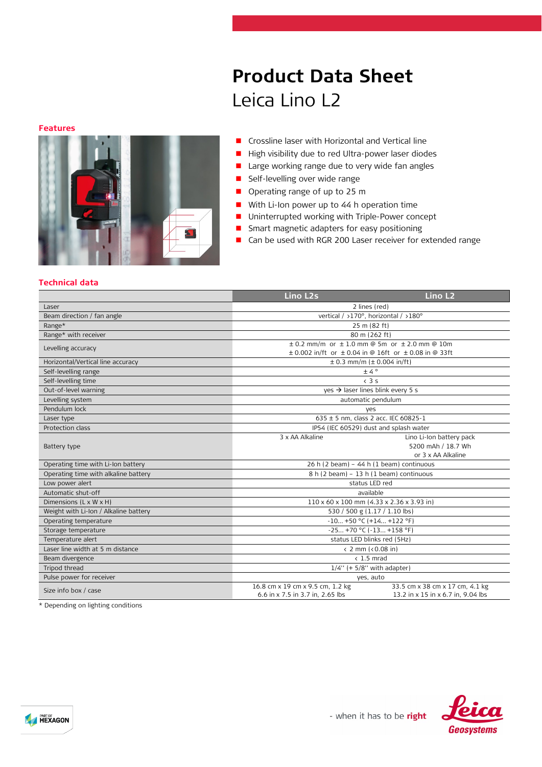# Product Data Sheet

## Leica Lino L2

### Features

- Crossline laser with Horizontal and Vertical line
- High visibility due to red Ultra-power laser diodes
- Large working range due to very wide fan angles
- Self-levelling over wide range
- Operating range of up to 25 m
- With Li-Ion power up to 44 h operation time
- Uninterrupted working with Triple-Power concept
- Smart magnetic adapters for easy positioning
- Can be used with RGR 200 Laser receiver for extended range

### Technical data

| | Lino L2s | Lino L2 |
|---|---|---|
| Laser | 2 lines (red) | |
| Beam direction / fan angle | vertical / >170°, horizontal / >180° | |
| Range* | 25 m (82 ft) | |
| Range* with receiver | 80 m (262 ft) | |
| Levelling accuracy | ± 0.2 mm/m or ± 1.0 mm @ 5m or ± 2.0 mm @ 10m<br>± 0.002 in/ft or ± 0.04 in @ 16ft or ± 0.08 in @ 33ft | |
| Horizontal/Vertical line accuracy | ± 0.3 mm/m (± 0.004 in/ft) | |
| Self-levelling range | ± 4 ° | |
| Self-levelling time | < 3 s | |
| Out-of-level warning | yes → laser lines blink every 5 s | |
| Levelling system | automatic pendulum | |
| Pendulum lock | yes | |
| Laser type | 635 ± 5 nm, class 2 acc. IEC 60825-1 | |
| Protection class | IP54 (IEC 60529) dust and splash water | |
| Battery type | 3 x AA Alkaline | Lino Li-Ion battery pack<br>5200 mAh / 18.7 Wh<br>or 3 x AA Alkaline |
| Operating time with Li-Ion battery | 26 h (2 beam) – 44 h (1 beam) continuous | |
| Operating time with alkaline battery | 8 h (2 beam) – 13 h (1 beam) continuous | |
| Low power alert | status LED red | |
| Automatic shut-off | available | |
| Dimensions (L x W x H) | 110 x 60 x 100 mm (4.33 x 2.36 x 3.93 in) | |
| Weight with Li-Ion / Alkaline battery | 530 / 500 g (1.17 / 1.10 lbs) | |
| Operating temperature | -10... +50 °C (+14... +122 °F) | |
| Storage temperature | -25... +70 °C (-13... +158 °F) | |
| Temperature alert | status LED blinks red (5Hz) | |
| Laser line width at 5 m distance | < 2 mm (<0.08 in) | |
| Beam divergence | < 1.5 mrad | |
| Tripod thread | 1/4'' (+ 5/8'' with adapter) | |
| Pulse power for receiver | yes, auto | |
| Size info box / case | 16.8 cm x 19 cm x 9.5 cm, 1.2 kg<br>6.6 in x 7.5 in 3.7 in, 2.65 lbs | 33.5 cm x 38 cm x 17 cm, 4.1 kg<br>13.2 in x 15 in x 6.7 in, 9.04 lbs |

* Depending on lighting conditions

- when it has to be **right**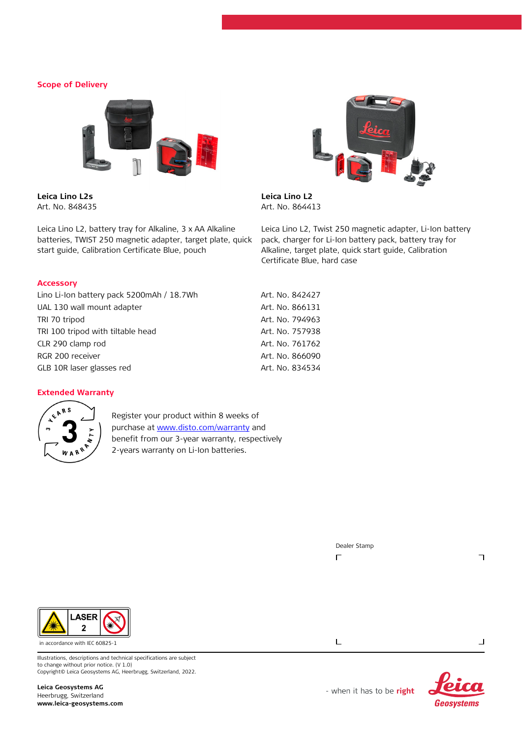## Scope of Delivery

**Leica Lino L2s**
Art. No. 848435

Leica Lino L2, battery tray for Alkaline, 3 x AA Alkaline batteries, TWIST 250 magnetic adapter, target plate, quick start guide, Calibration Certificate Blue, pouch

**Leica Lino L2**
Art. No. 864413

Leica Lino L2, Twist 250 magnetic adapter, Li-Ion battery pack, charger for Li-Ion battery pack, battery tray for Alkaline, target plate, quick start guide, Calibration Certificate Blue, hard case

## Accessory

| | |
|---|---|
| Lino Li-Ion battery pack 5200mAh / 18.7Wh | Art. No. 842427 |
| UAL 130 wall mount adapter | Art. No. 866131 |
| TRI 70 tripod | Art. No. 794963 |
| TRI 100 tripod with tiltable head | Art. No. 757938 |
| CLR 290 clamp rod | Art. No. 761762 |
| RGR 200 receiver | Art. No. 866090 |
| GLB 10R laser glasses red | Art. No. 834534 |

## Extended Warranty

3 YEARS WARRANTY

Register your product within 8 weeks of purchase at www.disto.com/warranty and benefit from our 3-year warranty, respectively 2-years warranty on Li-Ion batteries.

Dealer Stamp

LASER 2

in accordance with IEC 60825-1

Illustrations, descriptions and technical specifications are subject to change without prior notice. (V 1.0)
Copyright© Leica Geosystems AG, Heerbrugg, Switzerland, 2022.

**Leica Geosystems AG**
Heerbrugg, Switzerland
**www.leica-geosystems.com**

- when it has to be **right**

Leica Geosystems